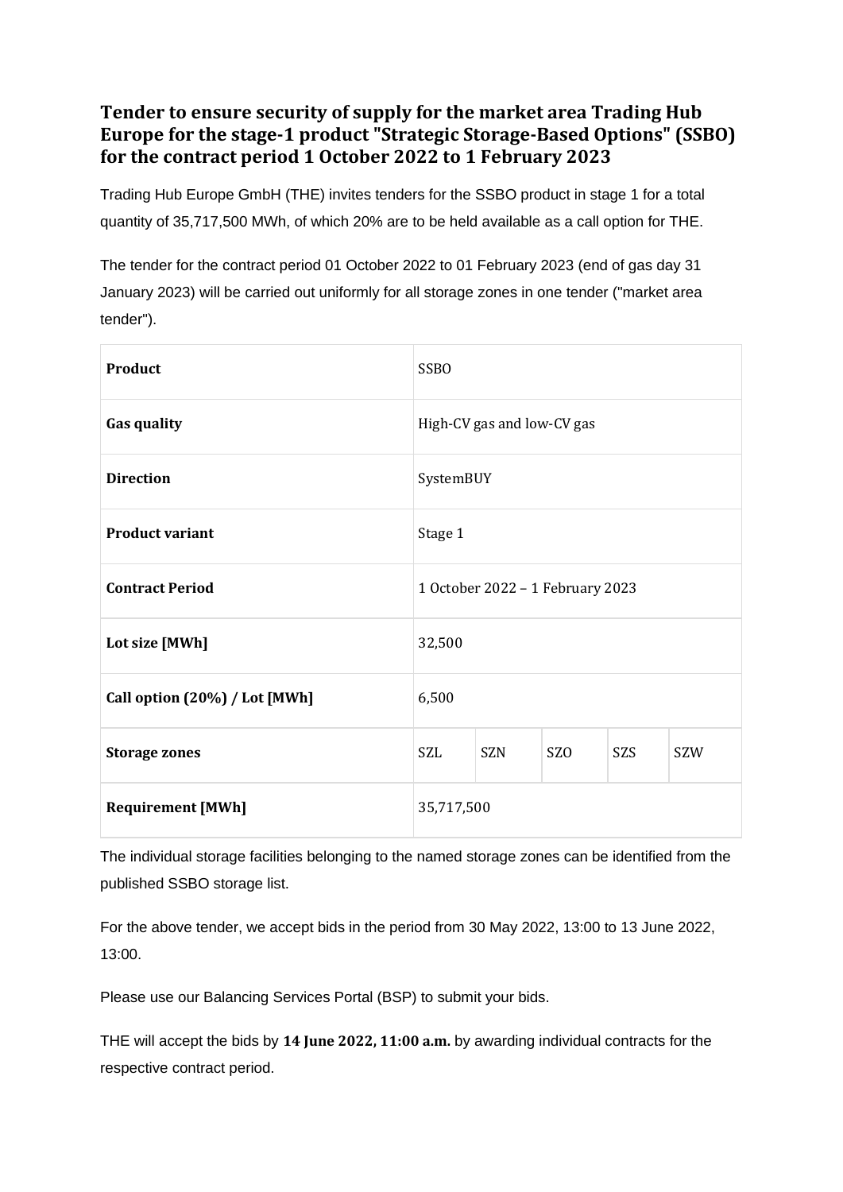# Tender to ensure security of supply for the market area Trading Hub Europe for the stage-1 product "Strategic Storage-Based Options" (SSBO) for the contract period 1 October 2022 to 1 February 2023

Trading Hub Europe GmbH (THE) invites tenders for the SSBO product in stage 1 for a total quantity of 35,717,500 MWh, of which 20% are to be held available as a call option for THE.

The tender for the contract period 01 October 2022 to 01 February 2023 (end of gas day 31 January 2023) will be carried out uniformly for all storage zones in one tender ("market area tender").

| **Product** | SSBO | | | | |
|---|---|---|---|---|---|
| **Gas quality** | High-CV gas and low-CV gas | | | | |
| **Direction** | SystemBUY | | | | |
| **Product variant** | Stage 1 | | | | |
| **Contract Period** | 1 October 2022 – 1 February 2023 | | | | |
| **Lot size [MWh]** | 32,500 | | | | |
| **Call option (20%) / Lot [MWh]** | 6,500 | | | | |
| **Storage zones** | SZL | SZN | SZO | SZS | SZW |
| **Requirement [MWh]** | 35,717,500 | | | | |

The individual storage facilities belonging to the named storage zones can be identified from the published SSBO storage list.

For the above tender, we accept bids in the period from 30 May 2022, 13:00 to 13 June 2022, 13:00.

Please use our Balancing Services Portal (BSP) to submit your bids.

THE will accept the bids by **14 June 2022, 11:00 a.m.** by awarding individual contracts for the respective contract period.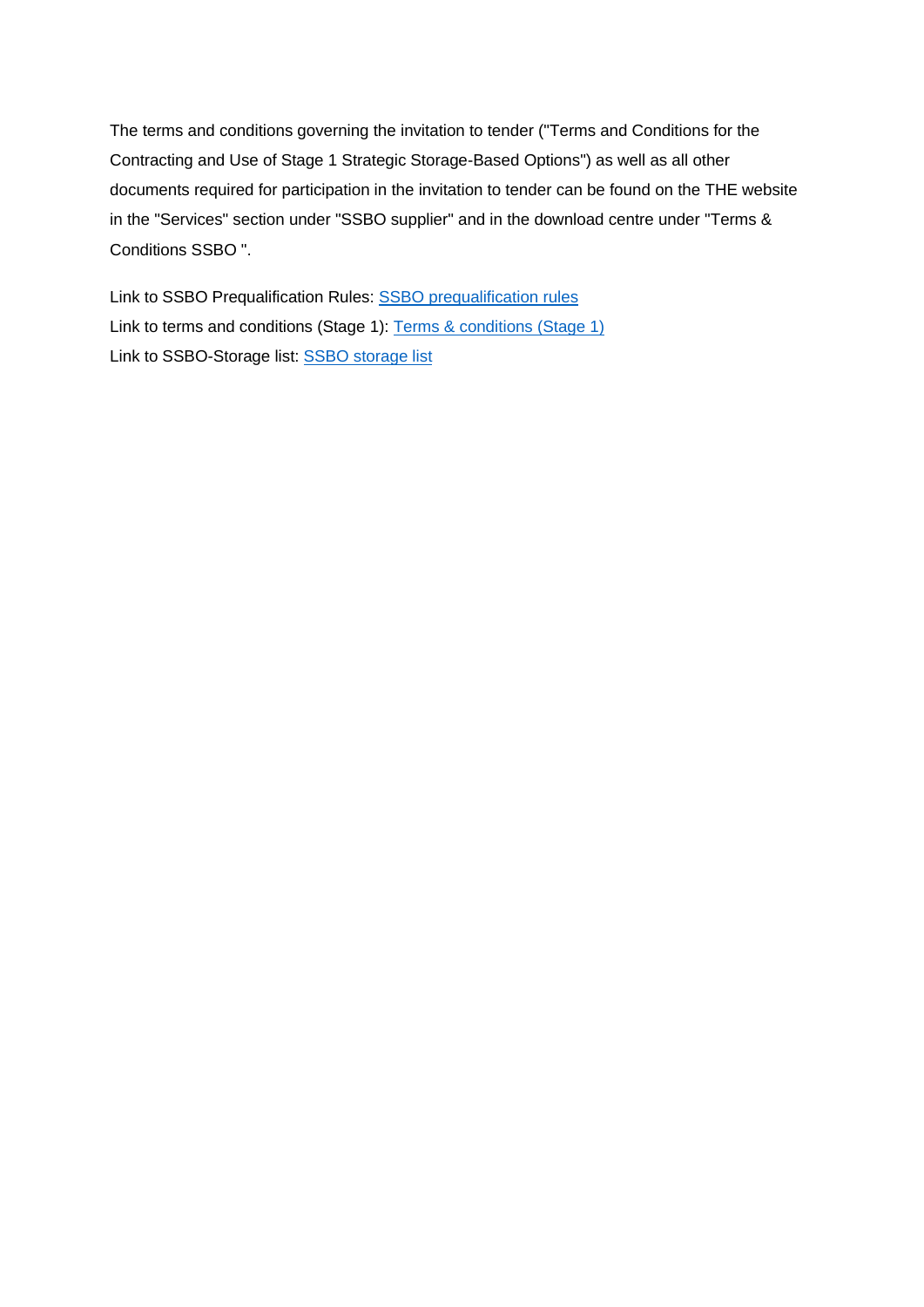The terms and conditions governing the invitation to tender ("Terms and Conditions for the Contracting and Use of Stage 1 Strategic Storage-Based Options") as well as all other documents required for participation in the invitation to tender can be found on the THE website in the "Services" section under "SSBO supplier" and in the download centre under "Terms & Conditions SSBO ".

Link to SSBO Prequalification Rules: SSBO prequalification rules
Link to terms and conditions (Stage 1): Terms & conditions (Stage 1)
Link to SSBO-Storage list: SSBO storage list